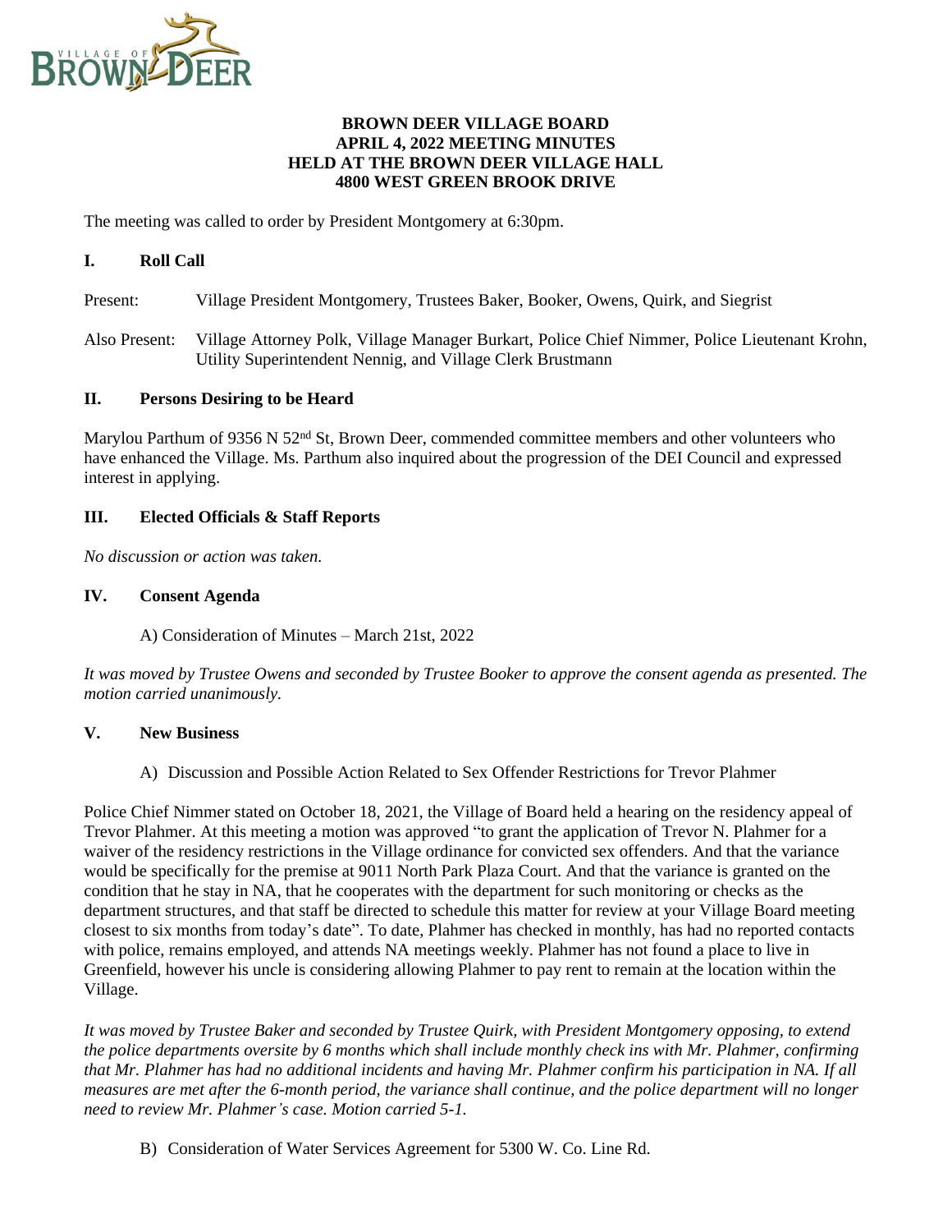# BROWN DEER VILLAGE BOARD
## APRIL 4, 2022 MEETING MINUTES
## HELD AT THE BROWN DEER VILLAGE HALL
## 4800 WEST GREEN BROOK DRIVE

The meeting was called to order by President Montgomery at 6:30pm.

### I. Roll Call

Present: Village President Montgomery, Trustees Baker, Booker, Owens, Quirk, and Siegrist

Also Present: Village Attorney Polk, Village Manager Burkart, Police Chief Nimmer, Police Lieutenant Krohn, Utility Superintendent Nennig, and Village Clerk Brustmann

### II. Persons Desiring to be Heard

Marylou Parthum of 9356 N 52nd St, Brown Deer, commended committee members and other volunteers who have enhanced the Village. Ms. Parthum also inquired about the progression of the DEI Council and expressed interest in applying.

### III. Elected Officials & Staff Reports

*No discussion or action was taken.*

### IV. Consent Agenda

A) Consideration of Minutes – March 21st, 2022

*It was moved by Trustee Owens and seconded by Trustee Booker to approve the consent agenda as presented. The motion carried unanimously.*

### V. New Business

A) Discussion and Possible Action Related to Sex Offender Restrictions for Trevor Plahmer

Police Chief Nimmer stated on October 18, 2021, the Village of Board held a hearing on the residency appeal of Trevor Plahmer. At this meeting a motion was approved "to grant the application of Trevor N. Plahmer for a waiver of the residency restrictions in the Village ordinance for convicted sex offenders. And that the variance would be specifically for the premise at 9011 North Park Plaza Court. And that the variance is granted on the condition that he stay in NA, that he cooperates with the department for such monitoring or checks as the department structures, and that staff be directed to schedule this matter for review at your Village Board meeting closest to six months from today's date". To date, Plahmer has checked in monthly, has had no reported contacts with police, remains employed, and attends NA meetings weekly. Plahmer has not found a place to live in Greenfield, however his uncle is considering allowing Plahmer to pay rent to remain at the location within the Village.

*It was moved by Trustee Baker and seconded by Trustee Quirk, with President Montgomery opposing, to extend the police departments oversite by 6 months which shall include monthly check ins with Mr. Plahmer, confirming that Mr. Plahmer has had no additional incidents and having Mr. Plahmer confirm his participation in NA. If all measures are met after the 6-month period, the variance shall continue, and the police department will no longer need to review Mr. Plahmer's case. Motion carried 5-1.*

B) Consideration of Water Services Agreement for 5300 W. Co. Line Rd.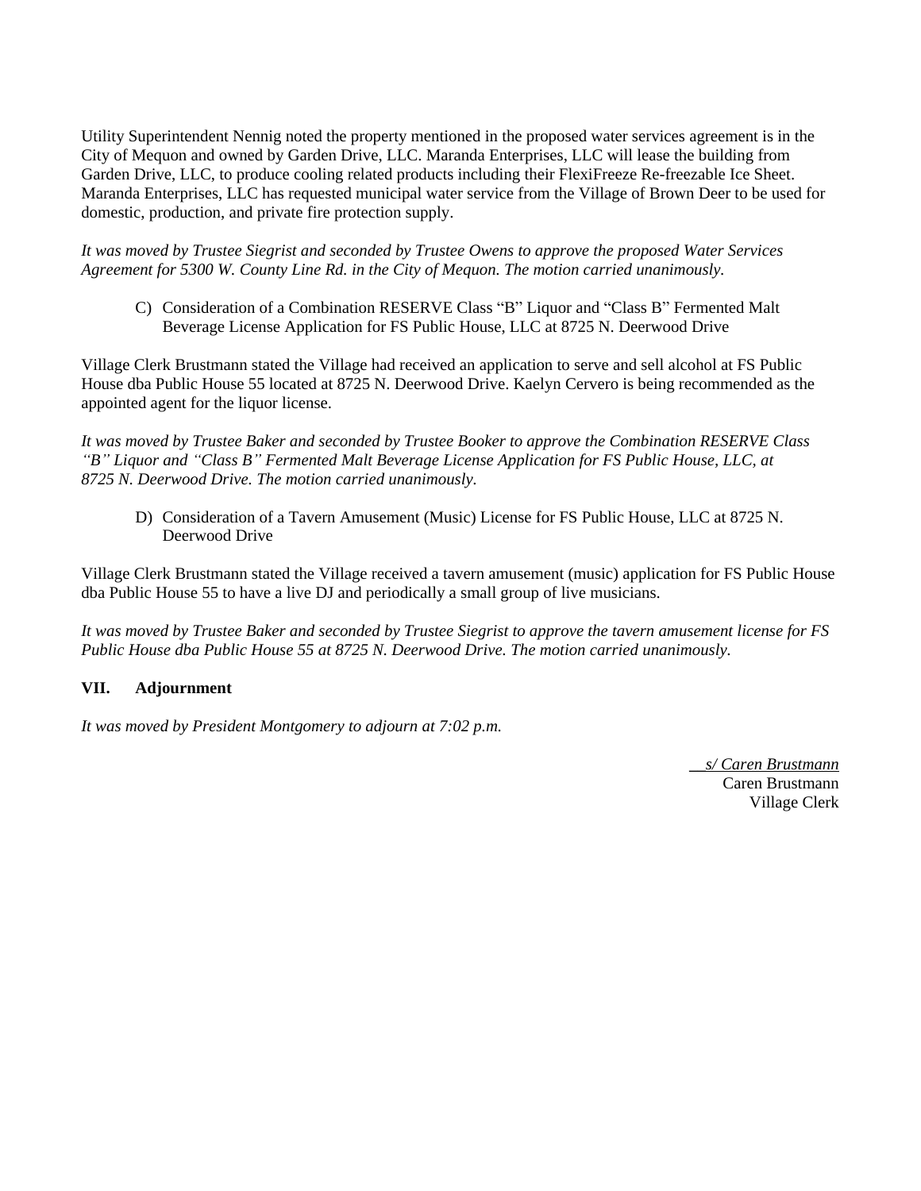Utility Superintendent Nennig noted the property mentioned in the proposed water services agreement is in the City of Mequon and owned by Garden Drive, LLC. Maranda Enterprises, LLC will lease the building from Garden Drive, LLC, to produce cooling related products including their FlexiFreeze Re-freezable Ice Sheet. Maranda Enterprises, LLC has requested municipal water service from the Village of Brown Deer to be used for domestic, production, and private fire protection supply.

*It was moved by Trustee Siegrist and seconded by Trustee Owens to approve the proposed Water Services Agreement for 5300 W. County Line Rd. in the City of Mequon. The motion carried unanimously.*

C) Consideration of a Combination RESERVE Class "B" Liquor and "Class B" Fermented Malt Beverage License Application for FS Public House, LLC at 8725 N. Deerwood Drive

Village Clerk Brustmann stated the Village had received an application to serve and sell alcohol at FS Public House dba Public House 55 located at 8725 N. Deerwood Drive. Kaelyn Cervero is being recommended as the appointed agent for the liquor license.

*It was moved by Trustee Baker and seconded by Trustee Booker to approve the Combination RESERVE Class "B" Liquor and "Class B" Fermented Malt Beverage License Application for FS Public House, LLC, at 8725 N. Deerwood Drive. The motion carried unanimously.*

D) Consideration of a Tavern Amusement (Music) License for FS Public House, LLC at 8725 N. Deerwood Drive

Village Clerk Brustmann stated the Village received a tavern amusement (music) application for FS Public House dba Public House 55 to have a live DJ and periodically a small group of live musicians.

*It was moved by Trustee Baker and seconded by Trustee Siegrist to approve the tavern amusement license for FS Public House dba Public House 55 at 8725 N. Deerwood Drive. The motion carried unanimously.*

## VII. Adjournment

*It was moved by President Montgomery to adjourn at 7:02 p.m.*

*s/ Caren Brustmann*
Caren Brustmann
Village Clerk